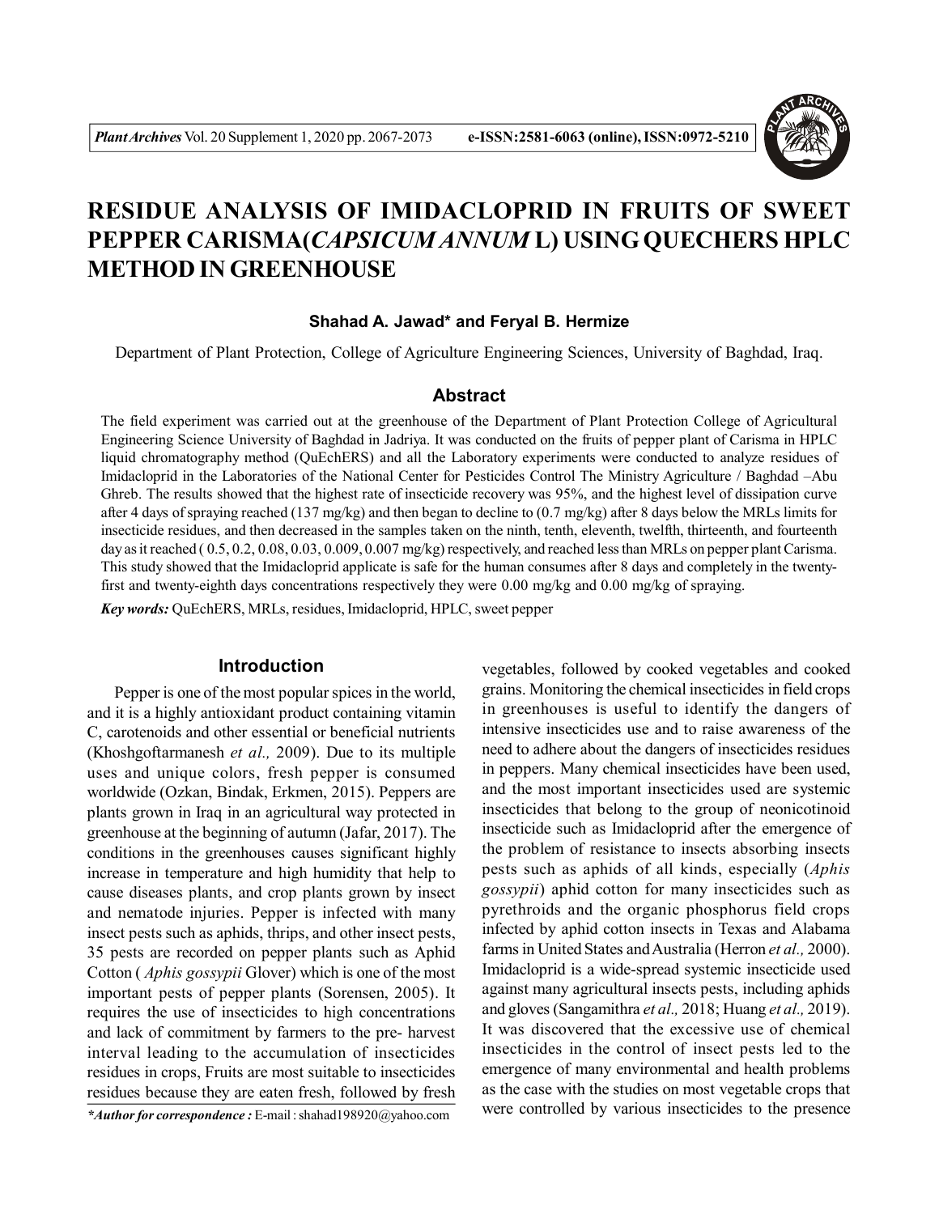# RESIDUE ANALYSIS OF IMIDACLOPRID IN FRUITS OF SWEET PEPPER CARISMA(*CAPSICUM ANNUM* L) USING QUECHERS HPLC METHOD IN GREENHOUSE

**Shahad A. Jawad\* and Feryal B. Hermize**

Department of Plant Protection, College of Agriculture Engineering Sciences, University of Baghdad, Iraq.

## Abstract

The field experiment was carried out at the greenhouse of the Department of Plant Protection College of Agricultural Engineering Science University of Baghdad in Jadriya. It was conducted on the fruits of pepper plant of Carisma in HPLC liquid chromatography method (QuEChERS) and all the Laboratory experiments were conducted to analyze residues of Imidacloprid in the Laboratories of the National Center for Pesticides Control The Ministry Agriculture / Baghdad –Abu Ghreb. The results showed that the highest rate of insecticide recovery was 95%, and the highest level of dissipation curve after 4 days of spraying reached (137 mg/kg) and then began to decline to (0.7 mg/kg) after 8 days below the MRLs limits for insecticide residues, and then decreased in the samples taken on the ninth, tenth, eleventh, twelfth, thirteenth, and fourteenth day as it reached ( 0.5, 0.2, 0.08, 0.03, 0.009, 0.007 mg/kg) respectively, and reached less than MRLs on pepper plant Carisma. This study showed that the Imidacloprid applicate is safe for the human consumes after 8 days and completely in the twenty-first and twenty-eight days concentrations respectively they were 0.00 mg/kg and 0.00 mg/kg of spraying.

***Key words:*** QuEchERS, MRLs, residues, Imidacloprid, HPLC, sweet pepper

## Introduction

Pepper is one of the most popular spices in the world, and it is a highly antioxidant product containing vitamin C, carotenoids and other essential or beneficial nutrients (Khoshgoftarmanesh *et al.,* 2009). Due to its multiple uses and unique colors, fresh pepper is consumed worldwide (Ozkan, Bindak, Erkmen, 2015). Peppers are plants grown in Iraq in an agricultural way protected in greenhouse at the beginning of autumn (Jafar, 2017). The conditions in the greenhouses causes significant highly increase in temperature and high humidity that help to cause diseases plants, and crop plants grown by insect and nematode injuries. Pepper is infected with many insect pests such as aphids, thrips, and other insect pests, 35 pests are recorded on pepper plants such as Aphid Cotton ( *Aphis gossypii* Glover) which is one of the most important pests of pepper plants (Sorensen, 2005). It requires the use of insecticides to high concentrations and lack of commitment by farmers to the pre- harvest interval leading to the accumulation of insecticides residues in crops, Fruits are most suitable to insecticides residues because they are eaten fresh, followed by fresh vegetables, followed by cooked vegetables and cooked grains. Monitoring the chemical insecticides in field crops in greenhouses is useful to identify the dangers of intensive insecticides use and to raise awareness of the need to adhere about the dangers of insecticides residues in peppers. Many chemical insecticides have been used, and the most important insecticides used are systemic insecticides that belong to the group of neonicotinoid insecticide such as Imidacloprid after the emergence of the problem of resistance to insects absorbing insects pests such as aphids of all kinds, especially (*Aphis gossypii*) aphid cotton for many insecticides such as pyrethroids and the organic phosphorus field crops infected by aphid cotton insects in Texas and Alabama farms in United States and Australia (Herron *et al.,* 2000). Imidacloprid is a wide-spread systemic insecticide used against many agricultural insects pests, including aphids and gloves (Sangamithra *et al.,* 2018; Huang *et al.,* 2019). It was discovered that the excessive use of chemical insecticides in the control of insect pests led to the emergence of many environmental and health problems as the case with the studies on most vegetable crops that were controlled by various insecticides to the presence

***\*Author for correspondence :*** E-mail : shahad198920@yahoo.com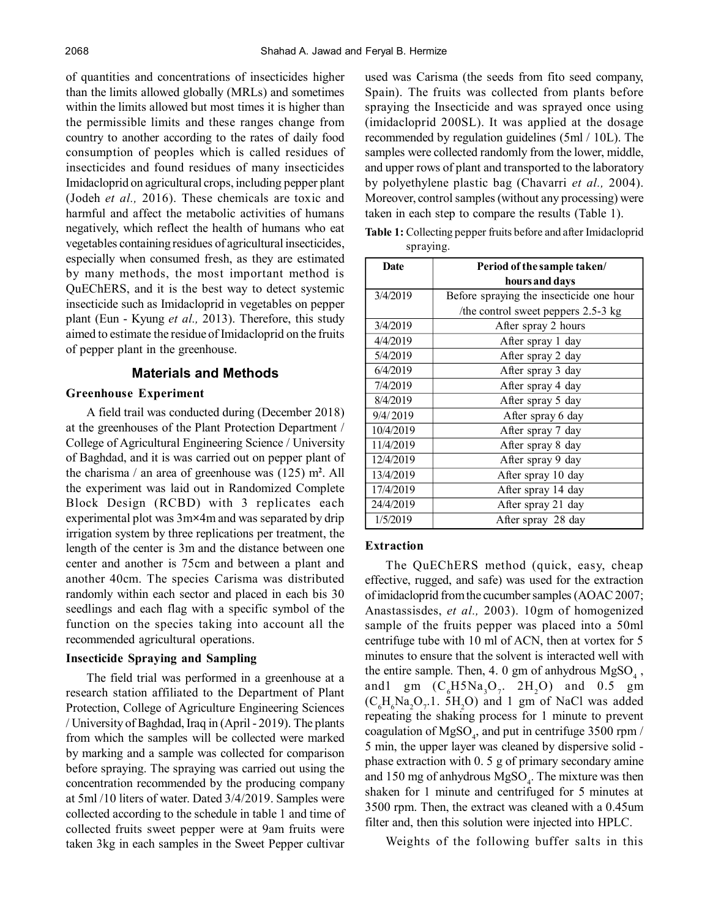of quantities and concentrations of insecticides higher than the limits allowed globally (MRLs) and sometimes within the limits allowed but most times it is higher than the permissible limits and these ranges change from country to another according to the rates of daily food consumption of peoples which is called residues of insecticides and found residues of many insecticides Imidacloprid on agricultural crops, including pepper plant (Jodeh *et al.,* 2016). These chemicals are toxic and harmful and affect the metabolic activities of humans negatively, which reflect the health of humans who eat vegetables containing residues of agricultural insecticides, especially when consumed fresh, as they are estimated by many methods, the most important method is QuEChERS, and it is the best way to detect systemic insecticide such as Imidacloprid in vegetables on pepper plant (Eun - Kyung *et al.,* 2013). Therefore, this study aimed to estimate the residue of Imidacloprid on the fruits of pepper plant in the greenhouse.

## Materials and Methods

### Greenhouse Experiment

A field trail was conducted during (December 2018) at the greenhouses of the Plant Protection Department / College of Agricultural Engineering Science / University of Baghdad, and it is was carried out on pepper plant of the charisma / an area of greenhouse was (125) m². All the experiment was laid out in Randomized Complete Block Design (RCBD) with 3 replicates each experimental plot was 3m×4m and was separated by drip irrigation system by three replications per treatment, the length of the center is 3m and the distance between one center and another is 75cm and between a plant and another 40cm. The species Carisma was distributed randomly within each sector and placed in each bis 30 seedlings and each flag with a specific symbol of the function on the species taking into account all the recommended agricultural operations.

### Insecticide Spraying and Sampling

The field trial was performed in a greenhouse at a research station affiliated to the Department of Plant Protection, College of Agriculture Engineering Sciences / University of Baghdad, Iraq in (April - 2019). The plants from which the samples will be collected were marked by marking and a sample was collected for comparison before spraying. The spraying was carried out using the concentration recommended by the producing company at 5ml /10 liters of water. Dated 3/4/2019. Samples were collected according to the schedule in table 1 and time of collected fruits sweet pepper were at 9am fruits were taken 3kg in each samples in the Sweet Pepper cultivar used was Carisma (the seeds from fito seed company, Spain). The fruits was collected from plants before spraying the Insecticide and was sprayed once using (imidacloprid 200SL). It was applied at the dosage recommended by regulation guidelines (5ml / 10L). The samples were collected randomly from the lower, middle, and upper rows of plant and transported to the laboratory by polyethylene plastic bag (Chavarri *et al.,* 2004). Moreover, control samples (without any processing) were taken in each step to compare the results (Table 1).

**Table 1:** Collecting pepper fruits before and after Imidacloprid spraying.

| Date | Period of the sample taken/ hours and days |
|---|---|
| 3/4/2019 | Before spraying the insecticide one hour /the control sweet peppers 2.5-3 kg |
| 3/4/2019 | After spray 2 hours |
| 4/4/2019 | After spray 1 day |
| 5/4/2019 | After spray 2 day |
| 6/4/2019 | After spray 3 day |
| 7/4/2019 | After spray 4 day |
| 8/4/2019 | After spray 5 day |
| 9/4/ 2019 | After spray 6 day |
| 10/4/2019 | After spray 7 day |
| 11/4/2019 | After spray 8 day |
| 12/4/2019 | After spray 9 day |
| 13/4/2019 | After spray 10 day |
| 17/4/2019 | After spray 14 day |
| 24/4/2019 | After spray 21 day |
| 1/5/2019 | After spray 28 day |

### Extraction

The QuEChERS method (quick, easy, cheap effective, rugged, and safe) was used for the extraction of imidacloprid from the cucumber samples (AOAC 2007; Anastassisdes, *et al.,* 2003). 10gm of homogenized sample of the fruits pepper was placed into a 50ml centrifuge tube with 10 ml of ACN, then at vortex for 5 minutes to ensure that the solvent is interacted well with the entire sample. Then, 4. 0 gm of anhydrous $MgSO_4$, and1 gm ($C_6H5Na_3O_7$. $2H_2O$) and 0.5 gm ($C_6H_6Na_2O_7$.1. $5H_2O$) and 1 gm of NaCl was added repeating the shaking process for 1 minute to prevent coagulation of $MgSO_4$, and put in centrifuge 3500 rpm / 5 min, the upper layer was cleaned by dispersive solid - phase extraction with 0. 5 g of primary secondary amine and 150 mg of anhydrous $MgSO_4$. The mixture was then shaken for 1 minute and centrifuged for 5 minutes at 3500 rpm. Then, the extract was cleaned with a 0.45um filter and, then this solution were injected into HPLC.

Weights of the following buffer salts in this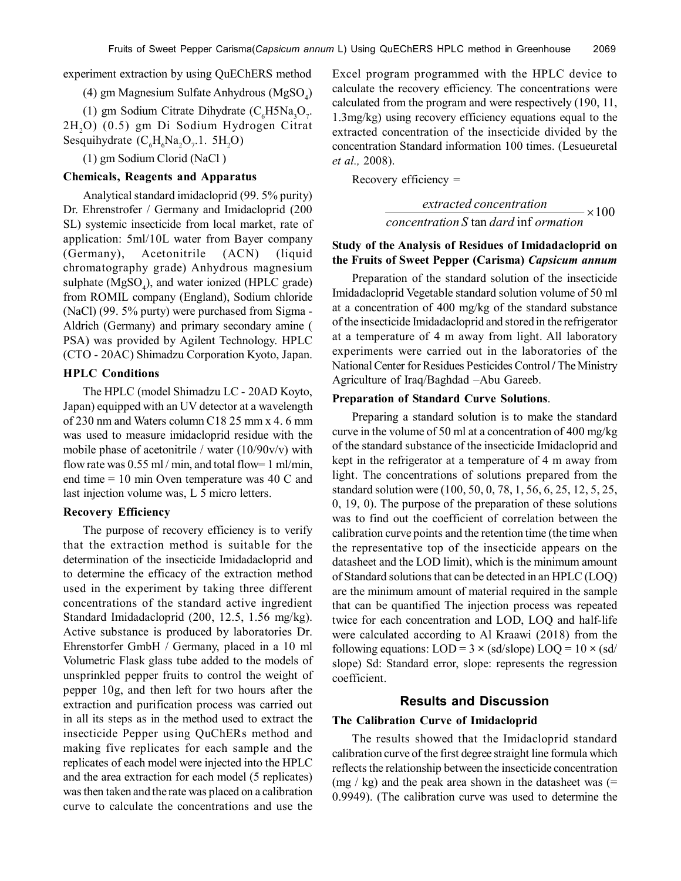experiment extraction by using QuEChERS method

(4) gm Magnesium Sulfate Anhydrous ($MgSO_4$)

(1) gm Sodium Citrate Dihydrate ($C_6H5Na_3O_7$. $2H_2O$) (0.5) gm Di Sodium Hydrogen Citrat Sesquihydrate ($C_6H_6Na_2O_7$.1. $5H_2O$)

(1) gm Sodium Clorid (NaCl )

### Chemicals, Reagents and Apparatus

Analytical standard imidacloprid (99. 5% purity) Dr. Ehrenstrofer / Germany and Imidacloprid (200 SL) systemic insecticide from local market, rate of application: 5ml/10L water from Bayer company (Germany), Acetonitrile (ACN) (liquid chromatography grade) Anhydrous magnesium sulphate ($MgSO_4$), and water ionized (HPLC grade) from ROMIL company (England), Sodium chloride (NaCl) (99. 5% purty) were purchased from Sigma - Aldrich (Germany) and primary secondary amine ( PSA) was provided by Agilent Technology. HPLC (CTO - 20AC) Shimadzu Corporation Kyoto, Japan.

### HPLC Conditions

The HPLC (model Shimadzu LC - 20AD Koyto, Japan) equipped with an UV detector at a wavelength of 230 nm and Waters column C18 25 mm x 4. 6 mm was used to measure imidacloprid residue with the mobile phase of acetonitrile / water (10/90v/v) with flow rate was 0.55 ml / min, and total flow= 1 ml/min, end time = 10 min Oven temperature was 40 C and last injection volume was, L 5 micro letters.

### Recovery Efficiency

The purpose of recovery efficiency is to verify that the extraction method is suitable for the determination of the insecticide Imidadacloprid and to determine the efficacy of the extraction method used in the experiment by taking three different concentrations of the standard active ingredient Standard Imidadacloprid (200, 12.5, 1.56 mg/kg). Active substance is produced by laboratories Dr. Ehrenstorfer GmbH / Germany, placed in a 10 ml Volumetric Flask glass tube added to the models of unsprinkled pepper fruits to control the weight of pepper 10g, and then left for two hours after the extraction and purification process was carried out in all its steps as in the method used to extract the insecticide Pepper using QuChERs method and making five replicates for each sample and the replicates of each model were injected into the HPLC and the area extraction for each model (5 replicates) was then taken and the rate was placed on a calibration curve to calculate the concentrations and use the Excel program programmed with the HPLC device to calculate the recovery efficiency. The concentrations were calculated from the program and were respectively (190, 11, 1.3mg/kg) using recovery efficiency equations equal to the extracted concentration of the insecticide divided by the concentration Standard information 100 times. (Lesueuretal *et al.,* 2008).

Recovery efficiency =

$$\frac{extracted\ concentration}{concentration\ S\tan dard\inf ormation} \times 100$$

### Study of the Analysis of Residues of Imidadacloprid on the Fruits of Sweet Pepper (Carisma) *Capsicum annum*

Preparation of the standard solution of the insecticide Imidadacloprid Vegetable standard solution volume of 50 ml at a concentration of 400 mg/kg of the standard substance of the insecticide Imidadacloprid and stored in the refrigerator at a temperature of 4 m away from light. All laboratory experiments were carried out in the laboratories of the National Center for Residues Pesticides Control / The Ministry Agriculture of Iraq/Baghdad –Abu Gareeb.

### Preparation of Standard Curve Solutions.

Preparing a standard solution is to make the standard curve in the volume of 50 ml at a concentration of 400 mg/kg of the standard substance of the insecticide Imidacloprid and kept in the refrigerator at a temperature of 4 m away from light. The concentrations of solutions prepared from the standard solution were (100, 50, 0, 78, 1, 56, 6, 25, 12, 5, 25, 0, 19, 0). The purpose of the preparation of these solutions was to find out the coefficient of correlation between the calibration curve points and the retention time (the time when the representative top of the insecticide appears on the datasheet and the LOD limit), which is the minimum amount of Standard solutions that can be detected in an HPLC (LOQ) are the minimum amount of material required in the sample that can be quantified The injection process was repeated twice for each concentration and LOD, LOQ and half-life were calculated according to Al Kraawi (2018) from the following equations: LOD = 3 × (sd/slope) LOQ = 10 × (sd/ slope) Sd: Standard error, slope: represents the regression coefficient.

## Results and Discussion

### The Calibration Curve of Imidacloprid

The results showed that the Imidacloprid standard calibration curve of the first degree straight line formula which reflects the relationship between the insecticide concentration (mg / kg) and the peak area shown in the datasheet was (= 0.9949). (The calibration curve was used to determine the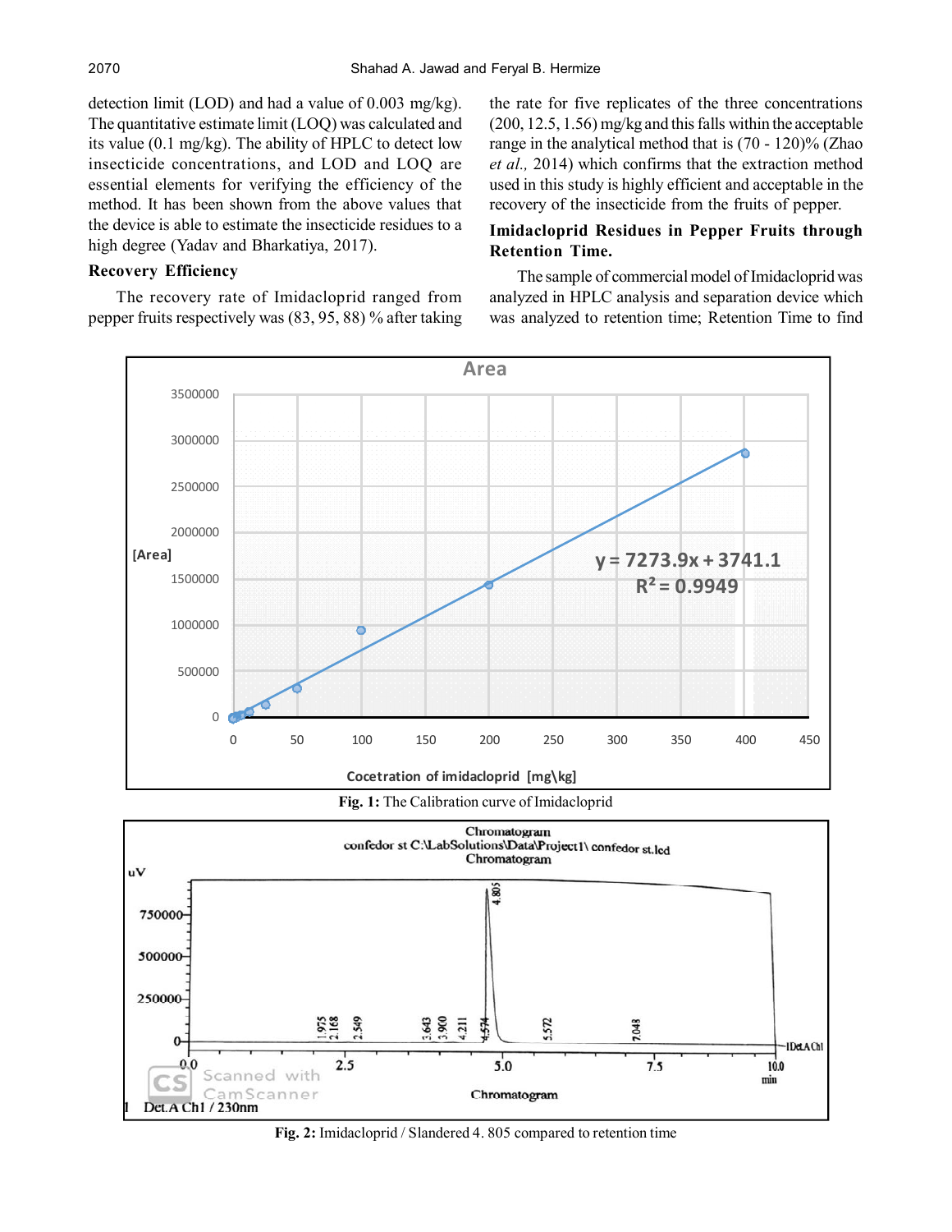detection limit (LOD) and had a value of 0.003 mg/kg). The quantitative estimate limit (LOQ) was calculated and its value (0.1 mg/kg). The ability of HPLC to detect low insecticide concentrations, and LOD and LOQ are essential elements for verifying the efficiency of the method. It has been shown from the above values that the device is able to estimate the insecticide residues to a high degree (Yadav and Bharkatiya, 2017).

### Recovery Efficiency

The recovery rate of Imidacloprid ranged from pepper fruits respectively was (83, 95, 88) % after taking the rate for five replicates of the three concentrations (200, 12.5, 1.56) mg/kg and this falls within the acceptable range in the analytical method that is (70 - 120)% (Zhao *et al.,* 2014) which confirms that the extraction method used in this study is highly efficient and acceptable in the recovery of the insecticide from the fruits of pepper.

### Imidacloprid Residues in Pepper Fruits through Retention Time.

The sample of commercial model of Imidacloprid was analyzed in HPLC analysis and separation device which was analyzed to retention time; Retention Time to find

**Fig. 1:** The Calibration curve of Imidacloprid

**Fig. 2:** Imidacloprid / Slandered 4. 805 compared to retention time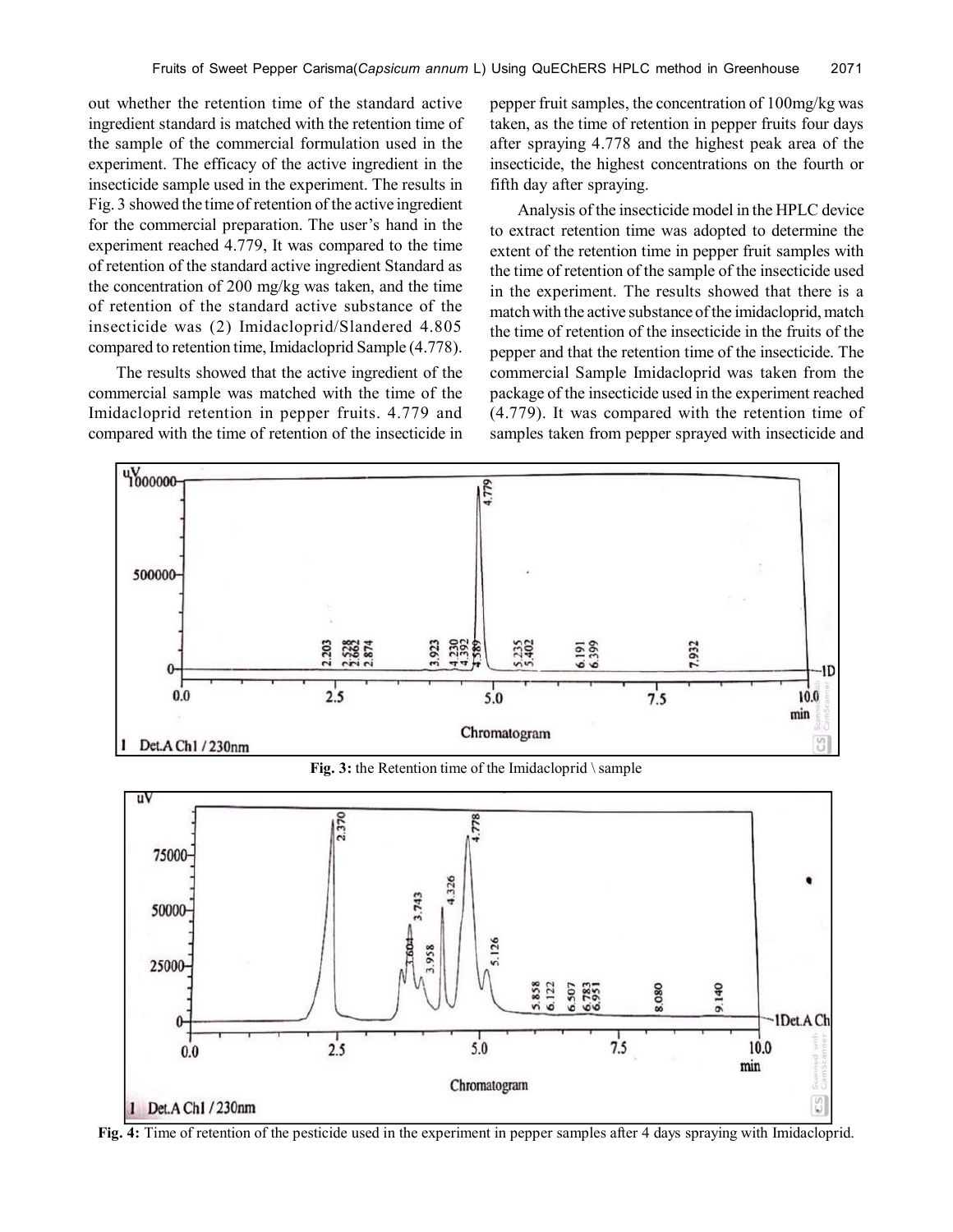out whether the retention time of the standard active ingredient standard is matched with the retention time of the sample of the commercial formulation used in the experiment. The efficacy of the active ingredient in the insecticide sample used in the experiment. The results in Fig. 3 showed the time of retention of the active ingredient for the commercial preparation. The user's hand in the experiment reached 4.779, It was compared to the time of retention of the standard active ingredient Standard as the concentration of 200 mg/kg was taken, and the time of retention of the standard active substance of the insecticide was (2) Imidacloprid/Slandered 4.805 compared to retention time, Imidacloprid Sample (4.778).

The results showed that the active ingredient of the commercial sample was matched with the time of the Imidacloprid retention in pepper fruits. 4.779 and compared with the time of retention of the insecticide in pepper fruit samples, the concentration of 100mg/kg was taken, as the time of retention in pepper fruits four days after spraying 4.778 and the highest peak area of the insecticide, the highest concentrations on the fourth or fifth day after spraying.

Analysis of the insecticide model in the HPLC device to extract retention time was adopted to determine the extent of the retention time in pepper fruit samples with the time of retention of the sample of the insecticide used in the experiment. The results showed that there is a match with the active substance of the imidacloprid, match the time of retention of the insecticide in the fruits of the pepper and that the retention time of the insecticide. The commercial Sample Imidacloprid was taken from the package of the insecticide used in the experiment reached (4.779). It was compared with the retention time of samples taken from pepper sprayed with insecticide and

**Fig. 3:** the Retention time of the Imidacloprid \ sample

**Fig. 4:** Time of retention of the pesticide used in the experiment in pepper samples after 4 days spraying with Imidacloprid.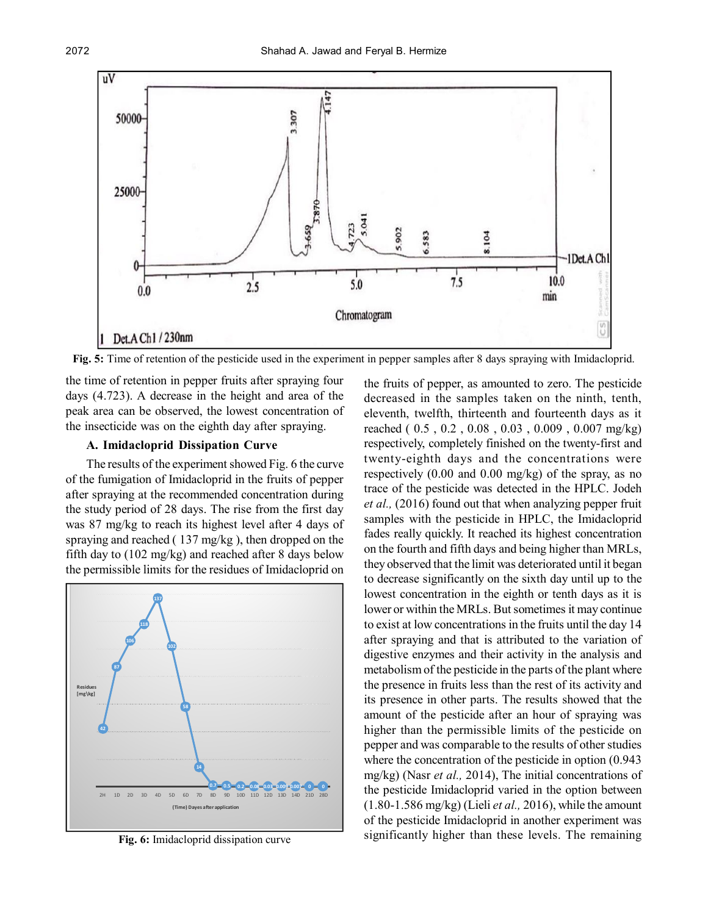Fig. 5: Time of retention of the pesticide used in the experiment in pepper samples after 8 days spraying with Imidacloprid.

the time of retention in pepper fruits after spraying four days (4.723). A decrease in the height and area of the peak area can be observed, the lowest concentration of the insecticide was on the eighth day after spraying.

### A. Imidacloprid Dissipation Curve

The results of the experiment showed Fig. 6 the curve of the fumigation of Imidacloprid in the fruits of pepper after spraying at the recommended concentration during the study period of 28 days. The rise from the first day was 87 mg/kg to reach its highest level after 4 days of spraying and reached ( 137 mg/kg ), then dropped on the fifth day to (102 mg/kg) and reached after 8 days below the permissible limits for the residues of Imidacloprid on

**Fig. 6:** Imidacloprid dissipation curve

the fruits of pepper, as amounted to zero. The pesticide decreased in the samples taken on the ninth, tenth, eleventh, twelfth, thirteenth and fourteenth days as it reached ( 0.5 , 0.2 , 0.08 , 0.03 , 0.009 , 0.007 mg/kg) respectively, completely finished on the twenty-first and twenty-eighth days and the concentrations were respectively (0.00 and 0.00 mg/kg) of the spray, as no trace of the pesticide was detected in the HPLC. Jodeh *et al.,* (2016) found out that when analyzing pepper fruit samples with the pesticide in HPLC, the Imidacloprid fades really quickly. It reached its highest concentration on the fourth and fifth days and being higher than MRLs, they observed that the limit was deteriorated until it began to decrease significantly on the sixth day until up to the lowest concentration in the eighth or tenth days as it is lower or within the MRLs. But sometimes it may continue to exist at low concentrations in the fruits until the day 14 after spraying and that is attributed to the variation of digestive enzymes and their activity in the analysis and metabolism of the pesticide in the parts of the plant where the presence in fruits less than the rest of its activity and its presence in other parts. The results showed that the amount of the pesticide after an hour of spraying was higher than the permissible limits of the pesticide on pepper and was comparable to the results of other studies where the concentration of the pesticide in option (0.943 mg/kg) (Nasr *et al.,* 2014), The initial concentrations of the pesticide Imidacloprid varied in the option between (1.80-1.586 mg/kg) (Lieli *et al.,* 2016), while the amount of the pesticide Imidacloprid in another experiment was significantly higher than these levels. The remaining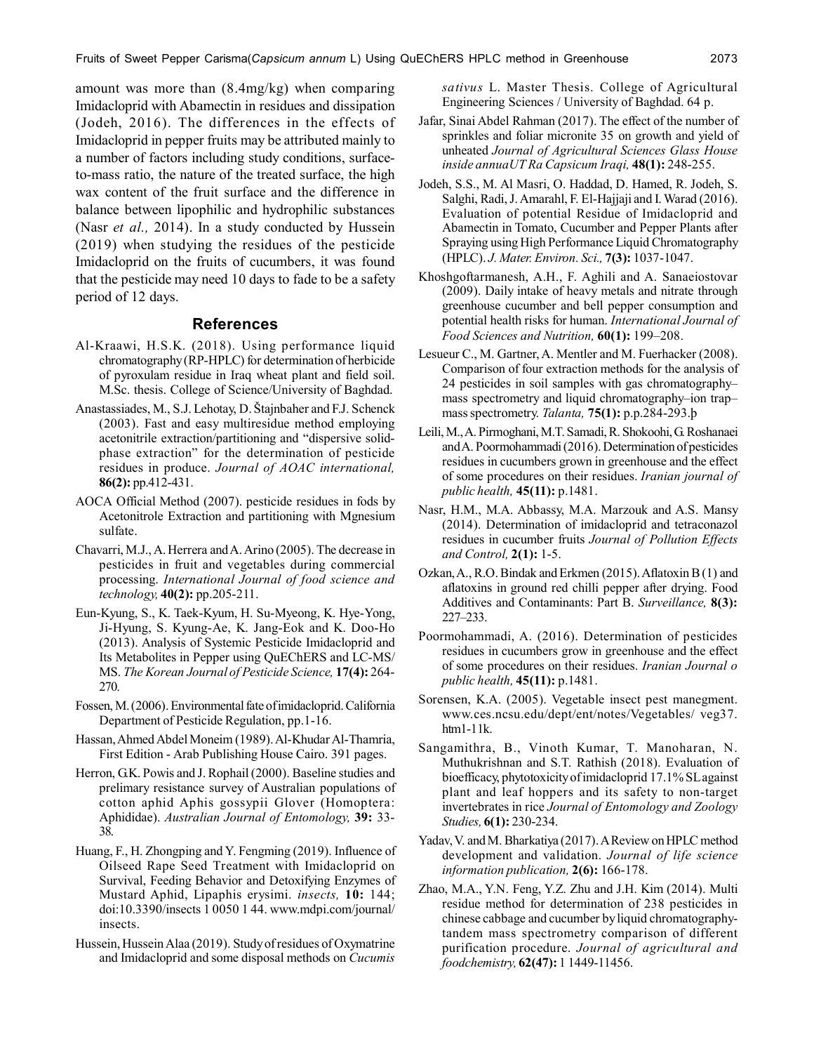amount was more than (8.4mg/kg) when comparing Imidacloprid with Abamectin in residues and dissipation (Jodeh, 2016). The differences in the effects of Imidacloprid in pepper fruits may be attributed mainly to a number of factors including study conditions, surface-to-mass ratio, the nature of the treated surface, the high wax content of the fruit surface and the difference in balance between lipophilic and hydrophilic substances (Nasr *et al.,* 2014). In a study conducted by Hussein (2019) when studying the residues of the pesticide Imidacloprid on the fruits of cucumbers, it was found that the pesticide may need 10 days to fade to be a safety period of 12 days.

## References

Al-Kraawi, H.S.K. (2018). Using performance liquid chromatography (RP-HPLC) for determination of herbicide of pyroxulam residue in Iraq wheat plant and field soil. M.Sc. thesis. College of Science/University of Baghdad.

Anastassiades, M., S.J. Lehotay, D. Štajnbaher and F.J. Schenck (2003). Fast and easy multiresidue method employing acetonitrile extraction/partitioning and "dispersive solid-phase extraction" for the determination of pesticide residues in produce. *Journal of AOAC international,* **86(2):** pp.412-431.

AOCA Official Method (2007). pesticide residues in fods by Acetonitrole Extraction and partitioning with Mgnesium sulfate.

Chavarri, M.J., A. Herrera and A. Arino (2005). The decrease in pesticides in fruit and vegetables during commercial processing. *International Journal of food science and technology,* **40(2):** pp.205-211.

Eun-Kyung, S., K. Taek-Kyum, H. Su-Myeong, K. Hye-Yong, Ji-Hyung, S. Kyung-Ae, K. Jang-Eok and K. Doo-Ho (2013). Analysis of Systemic Pesticide Imidacloprid and Its Metabolites in Pepper using QuEChERS and LC-MS/MS. *The Korean Journal of Pesticide Science,* **17(4):** 264-270.

Fossen, M. (2006). Environmental fate of imidacloprid. California Department of Pesticide Regulation, pp.1-16.

Hassan, Ahmed Abdel Moneim (1989). Al-Khudar Al-Thamria, First Edition - Arab Publishing House Cairo. 391 pages.

Herron, G.K. Powis and J. Rophail (2000). Baseline studies and prelimary resistance survey of Australian populations of cotton aphid Aphis gossypii Glover (Homoptera: Aphididae). *Australian Journal of Entomology,* **39:** 33-38.

Huang, F., H. Zhongping and Y. Fengming (2019). Influence of Oilseed Rape Seed Treatment with Imidacloprid on Survival, Feeding Behavior and Detoxifying Enzymes of Mustard Aphid, Lipaphis erysimi. *insects,* **10:** 144; doi:10.3390/insects 1 0050 1 44. www.mdpi.com/journal/insects.

Hussein, Hussein Alaa (2019). Study of residues of Oxymatrine and Imidacloprid and some disposal methods on *Cucumis sativus* L. Master Thesis. College of Agricultural Engineering Sciences / University of Baghdad. 64 p.

Jafar, Sinai Abdel Rahman (2017). The effect of the number of sprinkles and foliar micronite 35 on growth and yield of unheated *Journal of Agricultural Sciences Glass House inside annuaUT Ra Capsicum Iraqi,* **48(1):** 248-255.

Jodeh, S.S., M. Al Masri, O. Haddad, D. Hamed, R. Jodeh, S. Salghi, Radi, J. Amarahl, F. El-Hajjaji and I. Warad (2016). Evaluation of potential Residue of Imidacloprid and Abamectin in Tomato, Cucumber and Pepper Plants after Spraying using High Performance Liquid Chromatography (HPLC). *J. Mater. Environ. Sci.,* **7(3):** 1037-1047.

Khoshgoftarmanesh, A.H., F. Aghili and A. Sanaeiostovar (2009). Daily intake of heavy metals and nitrate through greenhouse cucumber and bell pepper consumption and potential health risks for human. *International Journal of Food Sciences and Nutrition,* **60(1):** 199–208.

Lesueur C., M. Gartner, A. Mentler and M. Fuerhacker (2008). Comparison of four extraction methods for the analysis of 24 pesticides in soil samples with gas chromatography–mass spectrometry and liquid chromatography–ion trap–mass spectrometry. *Talanta,* **75(1):** p.p.284-293.þ

Leili, M., A. Pirmoghani, M.T. Samadi, R. Shokoohi, G. Roshanaei and A. Poormohammadi (2016). Determination of pesticides residues in cucumbers grown in greenhouse and the effect of some procedures on their residues. *Iranian journal of public health,* **45(11):** p.1481.

Nasr, H.M., M.A. Abbassy, M.A. Marzouk and A.S. Mansy (2014). Determination of imidacloprid and tetraconazol residues in cucumber fruits *Journal of Pollution Effects and Control,* **2(1):** 1-5.

Ozkan, A., R.O. Bindak and Erkmen (2015). Aflatoxin B (1) and aflatoxins in ground red chilli pepper after drying. Food Additives and Contaminants: Part B. *Surveillance,* **8(3):** 227–233.

Poormohammadi, A. (2016). Determination of pesticides residues in cucumbers grow in greenhouse and the effect of some procedures on their residues. *Iranian Journal o public health,* **45(11):** p.1481.

Sorensen, K.A. (2005). Vegetable insect pest manegment. www.ces.ncsu.edu/dept/ent/notes/Vegetables/ veg37. htm1-11k.

Sangamithra, B., Vinoth Kumar, T. Manoharan, N. Muthukrishnan and S.T. Rathish (2018). Evaluation of bioefficacy, phytotoxicity of imidacloprid 17.1% SL against plant and leaf hoppers and its safety to non-target invertebrates in rice *Journal of Entomology and Zoology Studies,* **6(1):** 230-234.

Yadav, V. and M. Bharkatiya (2017). A Review on HPLC method development and validation. *Journal of life science information publication,* **2(6):** 166-178.

Zhao, M.A., Y.N. Feng, Y.Z. Zhu and J.H. Kim (2014). Multi residue method for determination of 238 pesticides in chinese cabbage and cucumber by liquid chromatography-tandem mass spectrometry comparison of different purification procedure. *Journal of agricultural and foodchemistry,* **62(47):** 1 1449-11456.